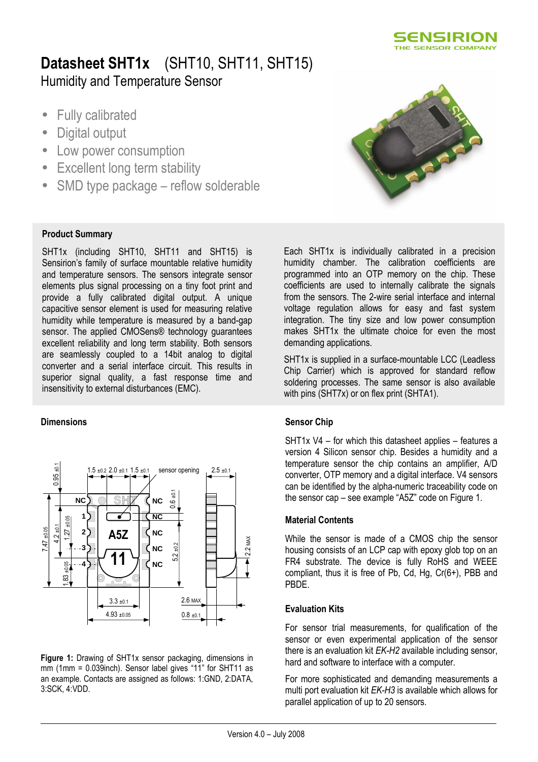# Datasheet SHT1x (SHT10, SHT11, SHT15)

Humidity and Temperature Sensor

- Fully calibrated
- Digital output
- Low power consumption
- Excellent long term stability
- SMD type package – reflow solderable

## Product Summary

SHT1x (including SHT10, SHT11 and SHT15) is Sensirion's family of surface mountable relative humidity and temperature sensors. The sensors integrate sensor elements plus signal processing on a tiny foot print and provide a fully calibrated digital output. A unique capacitive sensor element is used for measuring relative humidity while temperature is measured by a band-gap sensor. The applied CMOSens® technology guarantees excellent reliability and long term stability. Both sensors are seamlessly coupled to a 14bit analog to digital converter and a serial interface circuit. This results in superior signal quality, a fast response time and insensitivity to external disturbances (EMC).

Each SHT1x is individually calibrated in a precision humidity chamber. The calibration coefficients are programmed into an OTP memory on the chip. These coefficients are used to internally calibrate the signals from the sensors. The 2-wire serial interface and internal voltage regulation allows for easy and fast system integration. The tiny size and low power consumption makes SHT1x the ultimate choice for even the most demanding applications.

SHT1x is supplied in a surface-mountable LCC (Leadless Chip Carrier) which is approved for standard reflow soldering processes. The same sensor is also available with pins (SHT7x) or on flex print (SHTA1).

## Dimensions

**Figure 1:** Drawing of SHT1x sensor packaging, dimensions in mm (1mm = 0.039inch). Sensor label gives "11" for SHT11 as an example. Contacts are assigned as follows: 1:GND, 2:DATA, 3:SCK, 4:VDD.

## Sensor Chip

SHT1x V4 – for which this datasheet applies – features a version 4 Silicon sensor chip. Besides a humidity and a temperature sensor the chip contains an amplifier, A/D converter, OTP memory and a digital interface. V4 sensors can be identified by the alpha-numeric traceability code on the sensor cap – see example "A5Z" code on Figure 1.

## Material Contents

While the sensor is made of a CMOS chip the sensor housing consists of an LCP cap with epoxy glob top on an FR4 substrate. The device is fully RoHS and WEEE compliant, thus it is free of Pb, Cd, Hg, Cr(6+), PBB and PBDE.

## Evaluation Kits

For sensor trial measurements, for qualification of the sensor or even experimental application of the sensor there is an evaluation kit *EK-H2* available including sensor, hard and software to interface with a computer.

For more sophisticated and demanding measurements a multi port evaluation kit *EK-H3* is available which allows for parallel application of up to 20 sensors.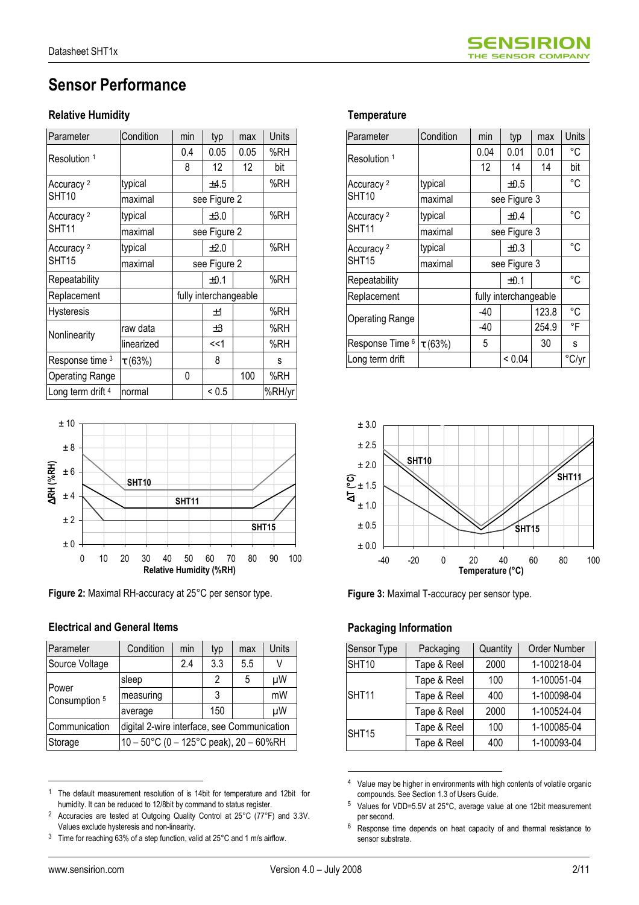# Sensor Performance

## Relative Humidity

| Parameter | Condition | min | typ | max | Units |
|---|---|---|---|---|---|
| Resolution [1] | | 0.4 | 0.05 | 0.05 | %RH |
| | | 8 | 12 | 12 | bit |
| Accuracy [2] SHT10 | typical | | ±4.5 | | %RH |
| | maximal | see Figure 2 | | | |
| Accuracy [2] SHT11 | typical | | ±3.0 | | %RH |
| | maximal | see Figure 2 | | | |
| Accuracy [2] SHT15 | typical | | ±2.0 | | %RH |
| | maximal | see Figure 2 | | | |
| Repeatability | | | ±0.1 | | %RH |
| Replacement | | fully interchangeable | | | |
| Hysteresis | | | ±1 | | %RH |
| Nonlinearity | raw data | | ±3 | | %RH |
| | linearized | | <<1 | | %RH |
| Response time [3] | τ (63%) | | 8 | | s |
| Operating Range | | 0 | | 100 | %RH |
| Long term drift [4] | normal | | < 0.5 | | %RH/yr |

**Figure 2:** Maximal RH-accuracy at 25°C per sensor type.

## Temperature

| Parameter | Condition | min | typ | max | Units |
|---|---|---|---|---|---|
| Resolution [1] | | 0.04 | 0.01 | 0.01 | °C |
| | | 12 | 14 | 14 | bit |
| Accuracy [2] SHT10 | typical | | ±0.5 | | °C |
| | maximal | see Figure 3 | | | |
| Accuracy [2] SHT11 | typical | | ±0.4 | | °C |
| | maximal | see Figure 3 | | | |
| Accuracy [2] SHT15 | typical | | ±0.3 | | °C |
| | maximal | see Figure 3 | | | |
| Repeatability | | | ±0.1 | | °C |
| Replacement | | fully interchangeable | | | |
| Operating Range | | -40 | | 123.8 | °C |
| | | -40 | | 254.9 | °F |
| Response Time [6] | τ (63%) | 5 | | 30 | s |
| Long term drift | | | < 0.04 | | °C/yr |

**Figure 3:** Maximal T-accuracy per sensor type.

## Electrical and General Items

| Parameter | Condition | min | typ | max | Units |
|---|---|---|---|---|---|
| Source Voltage | | 2.4 | 3.3 | 5.5 | V |
| Power Consumption [5] | sleep | | 2 | 5 | µW |
| | measuring | | 3 | | mW |
| | average | | 150 | | µW |
| Communication | digital 2-wire interface, see Communication | | | | |
| Storage | 10 – 50°C (0 – 125°C peak), 20 – 60%RH | | | | |

## Packaging Information

| Sensor Type | Packaging | Quantity | Order Number |
|---|---|---|---|
| SHT10 | Tape & Reel | 2000 | 1-100218-04 |
| SHT11 | Tape & Reel | 100 | 1-100051-04 |
| | Tape & Reel | 400 | 1-100098-04 |
| | Tape & Reel | 2000 | 1-100524-04 |
| SHT15 | Tape & Reel | 100 | 1-100085-04 |
| | Tape & Reel | 400 | 1-100093-04 |

[1] The default measurement resolution of is 14bit for temperature and 12bit for humidity. It can be reduced to 12/8bit by command to status register.

[2] Accuracies are tested at Outgoing Quality Control at 25°C (77°F) and 3.3V. Values exclude hysteresis and non-linearity.

[3] Time for reaching 63% of a step function, valid at 25°C and 1 m/s airflow.

[4] Value may be higher in environments with high contents of volatile organic compounds. See Section 1.3 of Users Guide.

[5] Values for VDD=5.5V at 25°C, average value at one 12bit measurement per second.

[6] Response time depends on heat capacity of and thermal resistance to sensor substrate.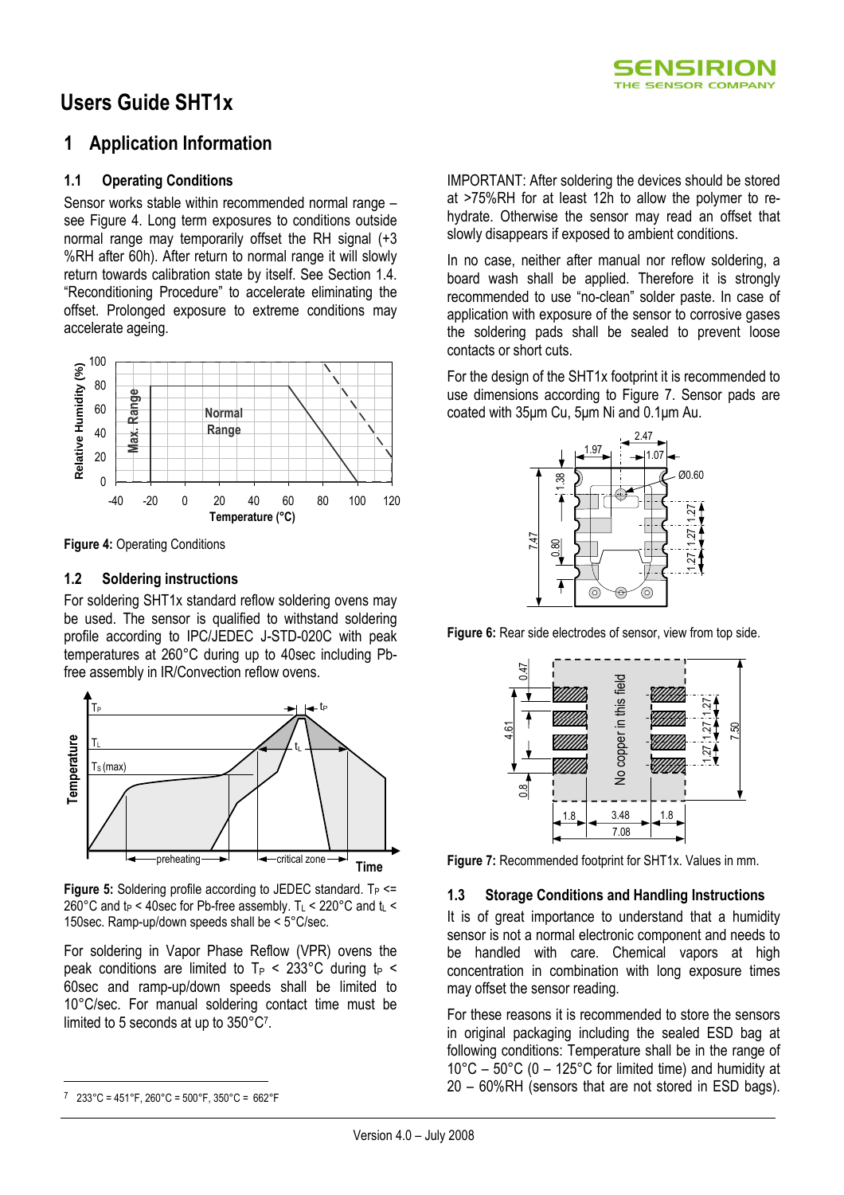# Users Guide SHT1x

## 1 Application Information

### 1.1 Operating Conditions

Sensor works stable within recommended normal range – see Figure 4. Long term exposures to conditions outside normal range may temporarily offset the RH signal (+3 %RH after 60h). After return to normal range it will slowly return towards calibration state by itself. See Section 1.4. "Reconditioning Procedure" to accelerate eliminating the offset. Prolonged exposure to extreme conditions may accelerate ageing.

**Figure 4:** Operating Conditions

### 1.2 Soldering instructions

For soldering SHT1x standard reflow soldering ovens may be used. The sensor is qualified to withstand soldering profile according to IPC/JEDEC J-STD-020C with peak temperatures at 260°C during up to 40sec including Pb-free assembly in IR/Convection reflow ovens.

**Figure 5:** Soldering profile according to JEDEC standard. $T_P$ <= 260°C and $t_P$ < 40sec for Pb-free assembly. $T_L$ < 220°C and $t_L$ < 150sec. Ramp-up/down speeds shall be < 5°C/sec.

For soldering in Vapor Phase Reflow (VPR) ovens the peak conditions are limited to $T_P$ < 233°C during $t_P$ < 60sec and ramp-up/down speeds shall be limited to 10°C/sec. For manual soldering contact time must be limited to 5 seconds at up to 350°C[7].

IMPORTANT: After soldering the devices should be stored at >75%RH for at least 12h to allow the polymer to re-hydrate. Otherwise the sensor may read an offset that slowly disappears if exposed to ambient conditions.

In no case, neither after manual nor reflow soldering, a board wash shall be applied. Therefore it is strongly recommended to use "no-clean" solder paste. In case of application with exposure of the sensor to corrosive gases the soldering pads shall be sealed to prevent loose contacts or short cuts.

For the design of the SHT1x footprint it is recommended to use dimensions according to Figure 7. Sensor pads are coated with 35µm Cu, 5µm Ni and 0.1µm Au.

**Figure 6:** Rear side electrodes of sensor, view from top side.

**Figure 7:** Recommended footprint for SHT1x. Values in mm.

### 1.3 Storage Conditions and Handling Instructions

It is of great importance to understand that a humidity sensor is not a normal electronic component and needs to be handled with care. Chemical vapors at high concentration in combination with long exposure times may offset the sensor reading.

For these reasons it is recommended to store the sensors in original packaging including the sealed ESD bag at following conditions: Temperature shall be in the range of 10°C – 50°C (0 – 125°C for limited time) and humidity at 20 – 60%RH (sensors that are not stored in ESD bags).

[7] 233°C = 451°F, 260°C = 500°F, 350°C = 662°F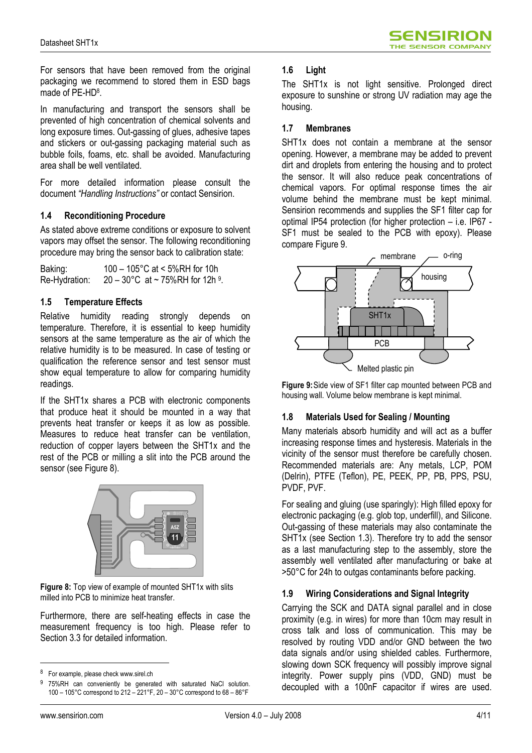For sensors that have been removed from the original packaging we recommend to stored them in ESD bags made of PE-HD[8].

In manufacturing and transport the sensors shall be prevented of high concentration of chemical solvents and long exposure times. Out-gassing of glues, adhesive tapes and stickers or out-gassing packaging material such as bubble foils, foams, etc. shall be avoided. Manufacturing area shall be well ventilated.

For more detailed information please consult the document *"Handling Instructions"* or contact Sensirion.

### 1.4 Reconditioning Procedure

As stated above extreme conditions or exposure to solvent vapors may offset the sensor. The following reconditioning procedure may bring the sensor back to calibration state:

Baking: 100 – 105°C at < 5%RH for 10h
Re-Hydration: 20 – 30°C at ~ 75%RH for 12h [9].

### 1.5 Temperature Effects

Relative humidity reading strongly depends on temperature. Therefore, it is essential to keep humidity sensors at the same temperature as the air of which the relative humidity is to be measured. In case of testing or qualification the reference sensor and test sensor must show equal temperature to allow for comparing humidity readings.

If the SHT1x shares a PCB with electronic components that produce heat it should be mounted in a way that prevents heat transfer or keeps it as low as possible. Measures to reduce heat transfer can be ventilation, reduction of copper layers between the SHT1x and the rest of the PCB or milling a slit into the PCB around the sensor (see Figure 8).

**Figure 8:** Top view of example of mounted SHT1x with slits milled into PCB to minimize heat transfer.

Furthermore, there are self-heating effects in case the measurement frequency is too high. Please refer to Section 3.3 for detailed information.

### 1.6 Light

The SHT1x is not light sensitive. Prolonged direct exposure to sunshine or strong UV radiation may age the housing.

### 1.7 Membranes

SHT1x does not contain a membrane at the sensor opening. However, a membrane may be added to prevent dirt and droplets from entering the housing and to protect the sensor. It will also reduce peak concentrations of chemical vapors. For optimal response times the air volume behind the membrane must be kept minimal. Sensirion recommends and supplies the SF1 filter cap for optimal IP54 protection (for higher protection – i.e. IP67 - SF1 must be sealed to the PCB with epoxy). Please compare Figure 9.

**Figure 9:** Side view of SF1 filter cap mounted between PCB and housing wall. Volume below membrane is kept minimal.

### 1.8 Materials Used for Sealing / Mounting

Many materials absorb humidity and will act as a buffer increasing response times and hysteresis. Materials in the vicinity of the sensor must therefore be carefully chosen. Recommended materials are: Any metals, LCP, POM (Delrin), PTFE (Teflon), PE, PEEK, PP, PB, PPS, PSU, PVDF, PVF.

For sealing and gluing (use sparingly): High filled epoxy for electronic packaging (e.g. glob top, underfill), and Silicone. Out-gassing of these materials may also contaminate the SHT1x (see Section 1.3). Therefore try to add the sensor as a last manufacturing step to the assembly, store the assembly well ventilated after manufacturing or bake at >50°C for 24h to outgas contaminants before packing.

### 1.9 Wiring Considerations and Signal Integrity

Carrying the SCK and DATA signal parallel and in close proximity (e.g. in wires) for more than 10cm may result in cross talk and loss of communication. This may be resolved by routing VDD and/or GND between the two data signals and/or using shielded cables. Furthermore, slowing down SCK frequency will possibly improve signal integrity. Power supply pins (VDD, GND) must be decoupled with a 100nF capacitor if wires are used.

---

[8] For example, please check www.sirel.ch

[9] 75%RH can conveniently be generated with saturated NaCl solution. 100 – 105°C correspond to 212 – 221°F, 20 – 30°C correspond to 68 – 86°F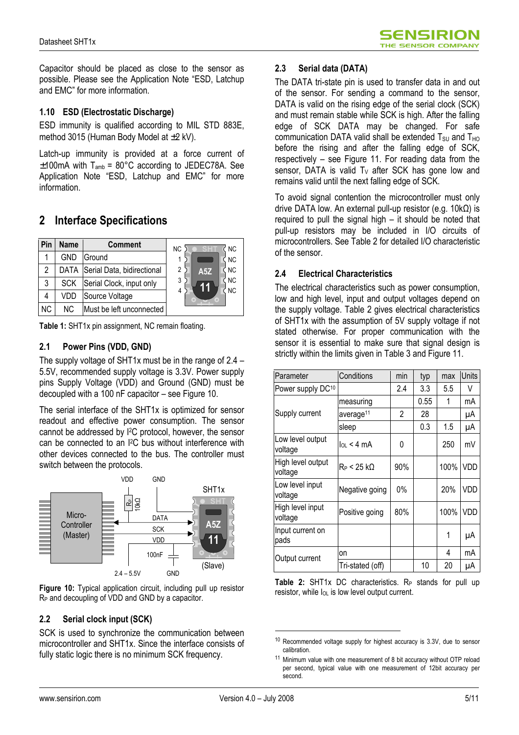Capacitor should be placed as close to the sensor as possible. Please see the Application Note "ESD, Latchup and EMC" for more information.

### 1.10 ESD (Electrostatic Discharge)

ESD immunity is qualified according to MIL STD 883E, method 3015 (Human Body Model at ±2 kV).

Latch-up immunity is provided at a force current of ±100mA with $T_{amb}$ = 80°C according to JEDEC78A. See Application Note "ESD, Latchup and EMC" for more information.

## 2 Interface Specifications

| Pin | Name | Comment |
|---|---|---|
| 1 | GND | Ground |
| 2 | DATA | Serial Data, bidirectional |
| 3 | SCK | Serial Clock, input only |
| 4 | VDD | Source Voltage |
| NC | NC | Must be left unconnected |

**Table 1:** SHT1x pin assignment, NC remain floating.

### 2.1 Power Pins (VDD, GND)

The supply voltage of SHT1x must be in the range of 2.4 – 5.5V, recommended supply voltage is 3.3V. Power supply pins Supply Voltage (VDD) and Ground (GND) must be decoupled with a 100 nF capacitor – see Figure 10.

The serial interface of the SHT1x is optimized for sensor readout and effective power consumption. The sensor cannot be addressed by I$^2$C protocol, however, the sensor can be connected to an I$^2$C bus without interference with other devices connected to the bus. The controller must switch between the protocols.

**Figure 10:** Typical application circuit, including pull up resistor $R_P$ and decoupling of VDD and GND by a capacitor.

### 2.2 Serial clock input (SCK)

SCK is used to synchronize the communication between microcontroller and SHT1x. Since the interface consists of fully static logic there is no minimum SCK frequency.

### 2.3 Serial data (DATA)

The DATA tri-state pin is used to transfer data in and out of the sensor. For sending a command to the sensor, DATA is valid on the rising edge of the serial clock (SCK) and must remain stable while SCK is high. After the falling edge of SCK DATA may be changed. For safe communication DATA valid shall be extended $T_{SU}$ and $T_{HO}$ before the rising and after the falling edge of SCK, respectively – see Figure 11. For reading data from the sensor, DATA is valid $T_V$ after SCK has gone low and remains valid until the next falling edge of SCK.

To avoid signal contention the microcontroller must only drive DATA low. An external pull-up resistor (e.g. 10kΩ) is required to pull the signal high – it should be noted that pull-up resistors may be included in I/O circuits of microcontrollers. See Table 2 for detailed I/O characteristic of the sensor.

### 2.4 Electrical Characteristics

The electrical characteristics such as power consumption, low and high level, input and output voltages depend on the supply voltage. Table 2 gives electrical characteristics of SHT1x with the assumption of 5V supply voltage if not stated otherwise. For proper communication with the sensor it is essential to make sure that signal design is strictly within the limits given in Table 3 and Figure 11.

| Parameter | Conditions | min | typ | max | Units |
|---|---|---|---|---|---|
| Power supply DC[10] | | 2.4 | 3.3 | 5.5 | V |
| Supply current | measuring | | 0.55 | 1 | mA |
| | average[11] | 2 | 28 | | µA |
| | sleep | | 0.3 | 1.5 | µA |
| Low level output voltage | $I_{OL}$ < 4 mA | 0 | | 250 | mV |
| High level output voltage | $R_P$ < 25 kΩ | 90% | | 100% | VDD |
| Low level input voltage | Negative going | 0% | | 20% | VDD |
| High level input voltage | Positive going | 80% | | 100% | VDD |
| Input current on pads | | | | 1 | µA |
| Output current | on | | | 4 | mA |
| | Tri-stated (off) | | 10 | 20 | µA |

**Table 2:** SHT1x DC characteristics. $R_P$ stands for pull up resistor, while $I_{OL}$ is low level output current.

[10] Recommended voltage supply for highest accuracy is 3.3V, due to sensor calibration.

[11] Minimum value with one measurement of 8 bit accuracy without OTP reload per second, typical value with one measurement of 12bit accuracy per second.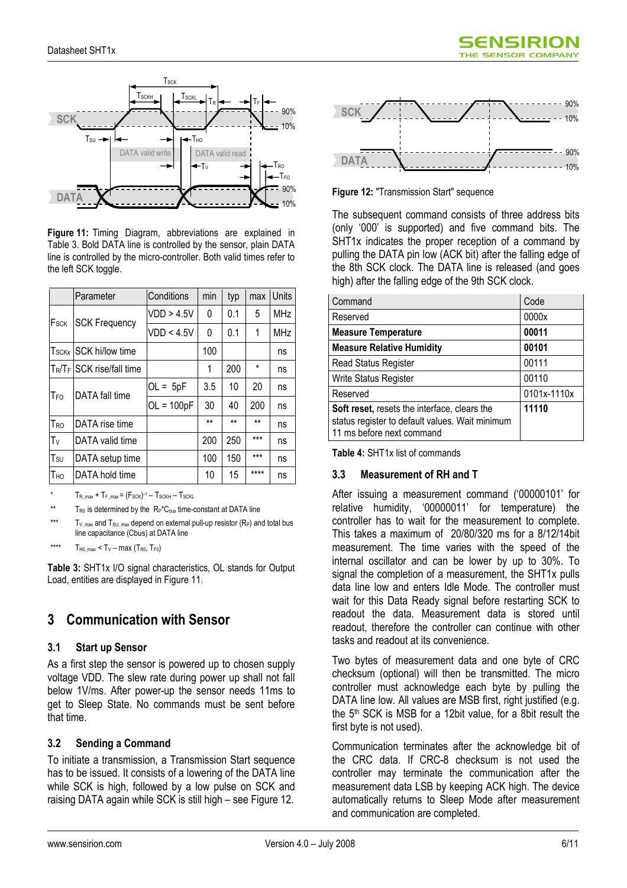**Figure 11:** Timing Diagram, abbreviations are explained in Table 3. Bold DATA line is controlled by the sensor, plain DATA line is controlled by the micro-controller. Both valid times refer to the left SCK toggle.

| | Parameter | Conditions | min | typ | max | Units |
|---|---|---|---|---|---|---|
| $F_{SCK}$ | SCK Frequency | VDD > 4.5V | 0 | 0.1 | 5 | MHz |
| | | VDD < 4.5V | 0 | 0.1 | 1 | MHz |
| $T_{SCKx}$ | SCK hi/low time | | 100 | | | ns |
| $T_R/T_F$ | SCK rise/fall time | | 1 | 200 | * | ns |
| $T_{FO}$ | DATA fall time | OL = 5pF | 3.5 | 10 | 20 | ns |
| | | OL = 100pF | 30 | 40 | 200 | ns |
| $T_{RO}$ | DATA rise time | | ** | ** | ** | ns |
| $T_V$ | DATA valid time | | 200 | 250 | *** | ns |
| $T_{SU}$ | DATA setup time | | 100 | 150 | *** | ns |
| $T_{HO}$ | DATA hold time | | 10 | 15 | **** | ns |

\* $T_{R\_max} + T_{F\_max} = (F_{SCK})^{-1} - T_{SCKH} - T_{SCKL}$

\*\* $T_{R0}$ is determined by the $R_P{}^*C_{bus}$ time-constant at DATA line

\*\*\* $T_{V\_max}$ and $T_{SU\_max}$ depend on external pull-up resistor ($R_P$) and total bus line capacitance (Cbus) at DATA line

\*\*\*\* $T_{H0\_max} < T_V - \max(T_{R0}, T_{F0})$

**Table 3:** SHT1x I/O signal characteristics, OL stands for Output Load, entities are displayed in Figure 11.

# 3 Communication with Sensor

## 3.1 Start up Sensor

As a first step the sensor is powered up to chosen supply voltage VDD. The slew rate during power up shall not fall below 1V/ms. After power-up the sensor needs 11ms to get to Sleep State. No commands must be sent before that time.

## 3.2 Sending a Command

To initiate a transmission, a Transmission Start sequence has to be issued. It consists of a lowering of the DATA line while SCK is high, followed by a low pulse on SCK and raising DATA again while SCK is still high – see Figure 12.

**Figure 12:** "Transmission Start" sequence

The subsequent command consists of three address bits (only '000' is supported) and five command bits. The SHT1x indicates the proper reception of a command by pulling the DATA pin low (ACK bit) after the falling edge of the 8th SCK clock. The DATA line is released (and goes high) after the falling edge of the 9th SCK clock.

| Command | Code |
|---|---|
| Reserved | 0000x |
| **Measure Temperature** | **00011** |
| **Measure Relative Humidity** | **00101** |
| Read Status Register | 00111 |
| Write Status Register | 00110 |
| Reserved | 0101x-1110x |
| **Soft reset,** resets the interface, clears the status register to default values. Wait minimum 11 ms before next command | **11110** |

**Table 4:** SHT1x list of commands

## 3.3 Measurement of RH and T

After issuing a measurement command ('00000101' for relative humidity, '00000011' for temperature) the controller has to wait for the measurement to complete. This takes a maximum of 20/80/320 ms for a 8/12/14bit measurement. The time varies with the speed of the internal oscillator and can be lower by up to 30%. To signal the completion of a measurement, the SHT1x pulls data line low and enters Idle Mode. The controller must wait for this Data Ready signal before restarting SCK to readout the data. Measurement data is stored until readout, therefore the controller can continue with other tasks and readout at its convenience.

Two bytes of measurement data and one byte of CRC checksum (optional) will then be transmitted. The micro controller must acknowledge each byte by pulling the DATA line low. All values are MSB first, right justified (e.g. the 5th SCK is MSB for a 12bit value, for a 8bit result the first byte is not used).

Communication terminates after the acknowledge bit of the CRC data. If CRC-8 checksum is not used the controller may terminate the communication after the measurement data LSB by keeping ACK high. The device automatically returns to Sleep Mode after measurement and communication are completed.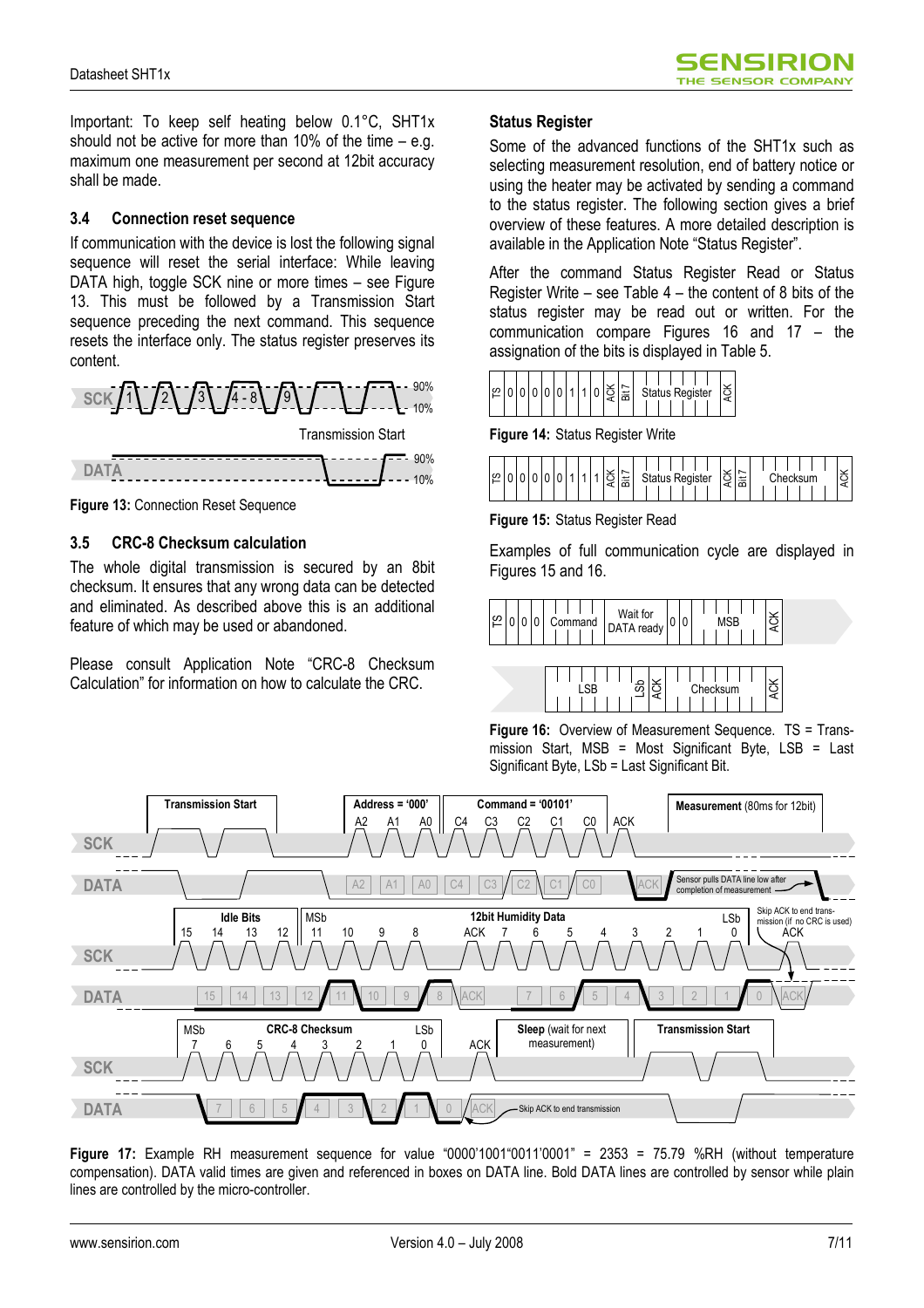Important: To keep self heating below 0.1°C, SHT1x should not be active for more than 10% of the time – e.g. maximum one measurement per second at 12bit accuracy shall be made.

### 3.4 Connection reset sequence

If communication with the device is lost the following signal sequence will reset the serial interface: While leaving DATA high, toggle SCK nine or more times – see Figure 13. This must be followed by a Transmission Start sequence preceding the next command. This sequence resets the interface only. The status register preserves its content.

**Figure 13:** Connection Reset Sequence

### 3.5 CRC-8 Checksum calculation

The whole digital transmission is secured by an 8bit checksum. It ensures that any wrong data can be detected and eliminated. As described above this is an additional feature of which may be used or abandoned.

Please consult Application Note "CRC-8 Checksum Calculation" for information on how to calculate the CRC.

### Status Register

Some of the advanced functions of the SHT1x such as selecting measurement resolution, end of battery notice or using the heater may be activated by sending a command to the status register. The following section gives a brief overview of these features. A more detailed description is available in the Application Note "Status Register".

After the command Status Register Read or Status Register Write – see Table 4 – the content of 8 bits of the status register may be read out or written. For the communication compare Figures 16 and 17 – the assignation of the bits is displayed in Table 5.

**Figure 14:** Status Register Write

**Figure 15:** Status Register Read

Examples of full communication cycle are displayed in Figures 15 and 16.

**Figure 16:** Overview of Measurement Sequence. TS = Transmission Start, MSB = Most Significant Byte, LSB = Last Significant Byte, LSb = Last Significant Bit.

**Figure 17:** Example RH measurement sequence for value "0000'1001"0011'0001" = 2353 = 75.79 %RH (without temperature compensation). DATA valid times are given and referenced in boxes on DATA line. Bold DATA lines are controlled by sensor while plain lines are controlled by the micro-controller.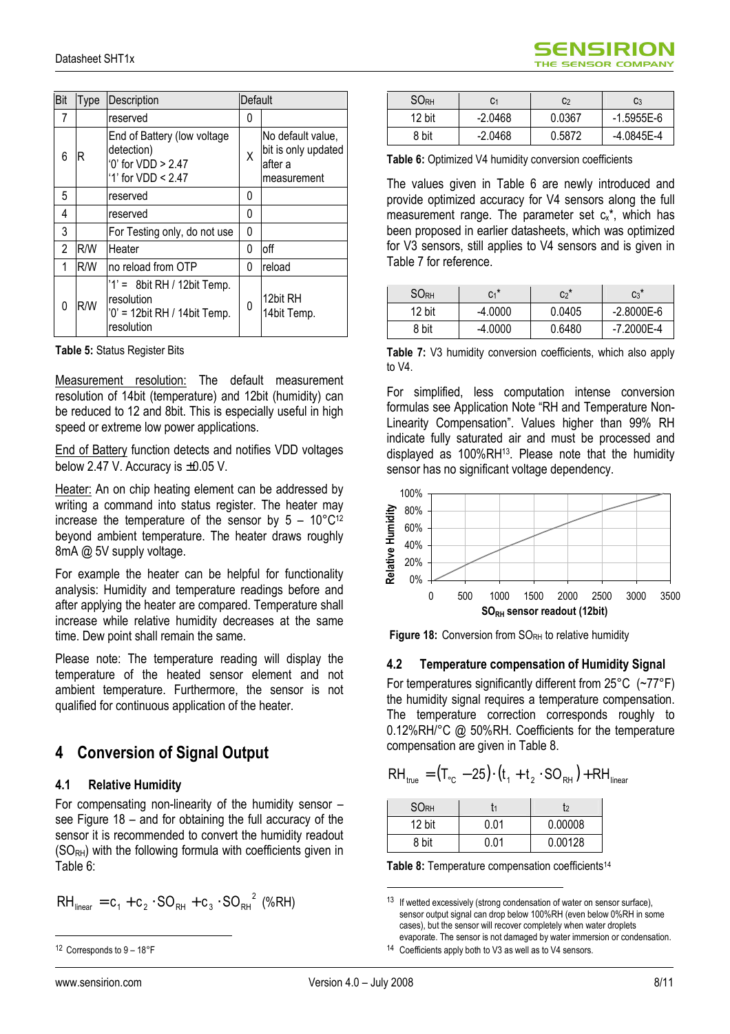| Bit | Type | Description | Default | |
|---|---|---|---|---|
| 7 | | reserved | 0 | |
| 6 | R | End of Battery (low voltage detection) '0' for VDD > 2.47 '1' for VDD < 2.47 | X | No default value, bit is only updated after a measurement |
| 5 | | reserved | 0 | |
| 4 | | reserved | 0 | |
| 3 | | For Testing only, do not use | 0 | |
| 2 | R/W | Heater | 0 | off |
| 1 | R/W | no reload from OTP | 0 | reload |
| 0 | R/W | '1' = 8bit RH / 12bit Temp. resolution '0' = 12bit RH / 14bit Temp. resolution | 0 | 12bit RH 14bit Temp. |

**Table 5:** Status Register Bits

Measurement resolution: The default measurement resolution of 14bit (temperature) and 12bit (humidity) can be reduced to 12 and 8bit. This is especially useful in high speed or extreme low power applications.

End of Battery function detects and notifies VDD voltages below 2.47 V. Accuracy is ±0.05 V.

Heater: An on chip heating element can be addressed by writing a command into status register. The heater may increase the temperature of the sensor by 5 – 10°C[12] beyond ambient temperature. The heater draws roughly 8mA @ 5V supply voltage.

For example the heater can be helpful for functionality analysis: Humidity and temperature readings before and after applying the heater are compared. Temperature shall increase while relative humidity decreases at the same time. Dew point shall remain the same.

Please note: The temperature reading will display the temperature of the heated sensor element and not ambient temperature. Furthermore, the sensor is not qualified for continuous application of the heater.

# 4 Conversion of Signal Output

## 4.1 Relative Humidity

For compensating non-linearity of the humidity sensor – see Figure 18 – and for obtaining the full accuracy of the sensor it is recommended to convert the humidity readout ($SO_{RH}$) with the following formula with coefficients given in Table 6:

$$RH_{linear} = c_1 + c_2 \cdot SO_{RH} + c_3 \cdot SO_{RH}^2 \text{ (\%RH)}$$

[12] Corresponds to 9 – 18°F

| $SO_{RH}$ | $c_1$ | $c_2$ | $c_3$ |
|---|---|---|---|
| 12 bit | -2.0468 | 0.0367 | -1.5955E-6 |
| 8 bit | -2.0468 | 0.5872 | -4.0845E-4 |

**Table 6:** Optimized V4 humidity conversion coefficients

The values given in Table 6 are newly introduced and provide optimized accuracy for V4 sensors along the full measurement range. The parameter set $c_x^*$, which has been proposed in earlier datasheets, which was optimized for V3 sensors, still applies to V4 sensors and is given in Table 7 for reference.

| $SO_{RH}$ | $c_1^*$ | $c_2^*$ | $c_3^*$ |
|---|---|---|---|
| 12 bit | -4.0000 | 0.0405 | -2.8000E-6 |
| 8 bit | -4.0000 | 0.6480 | -7.2000E-4 |

**Table 7:** V3 humidity conversion coefficients, which also apply to V4.

For simplified, less computation intense conversion formulas see Application Note "RH and Temperature Non-Linearity Compensation". Values higher than 99% RH indicate fully saturated air and must be processed and displayed as 100%RH[13]. Please note that the humidity sensor has no significant voltage dependency.

**Figure 18:** Conversion from $SO_{RH}$ to relative humidity

## 4.2 Temperature compensation of Humidity Signal

For temperatures significantly different from 25°C (~77°F) the humidity signal requires a temperature compensation. The temperature correction corresponds roughly to 0.12%RH/°C @ 50%RH. Coefficients for the temperature compensation are given in Table 8.

$$RH_{true} = (T_{°C} - 25) \cdot (t_1 + t_2 \cdot SO_{RH}) + RH_{linear}$$

| $SO_{RH}$ | $t_1$ | $t_2$ |
|---|---|---|
| 12 bit | 0.01 | 0.00008 |
| 8 bit | 0.01 | 0.00128 |

**Table 8:** Temperature compensation coefficients[14]

[13] If wetted excessively (strong condensation of water on sensor surface), sensor output signal can drop below 100%RH (even below 0%RH in some cases), but the sensor will recover completely when water droplets evaporate. The sensor is not damaged by water immersion or condensation.

[14] Coefficients apply both to V3 as well as to V4 sensors.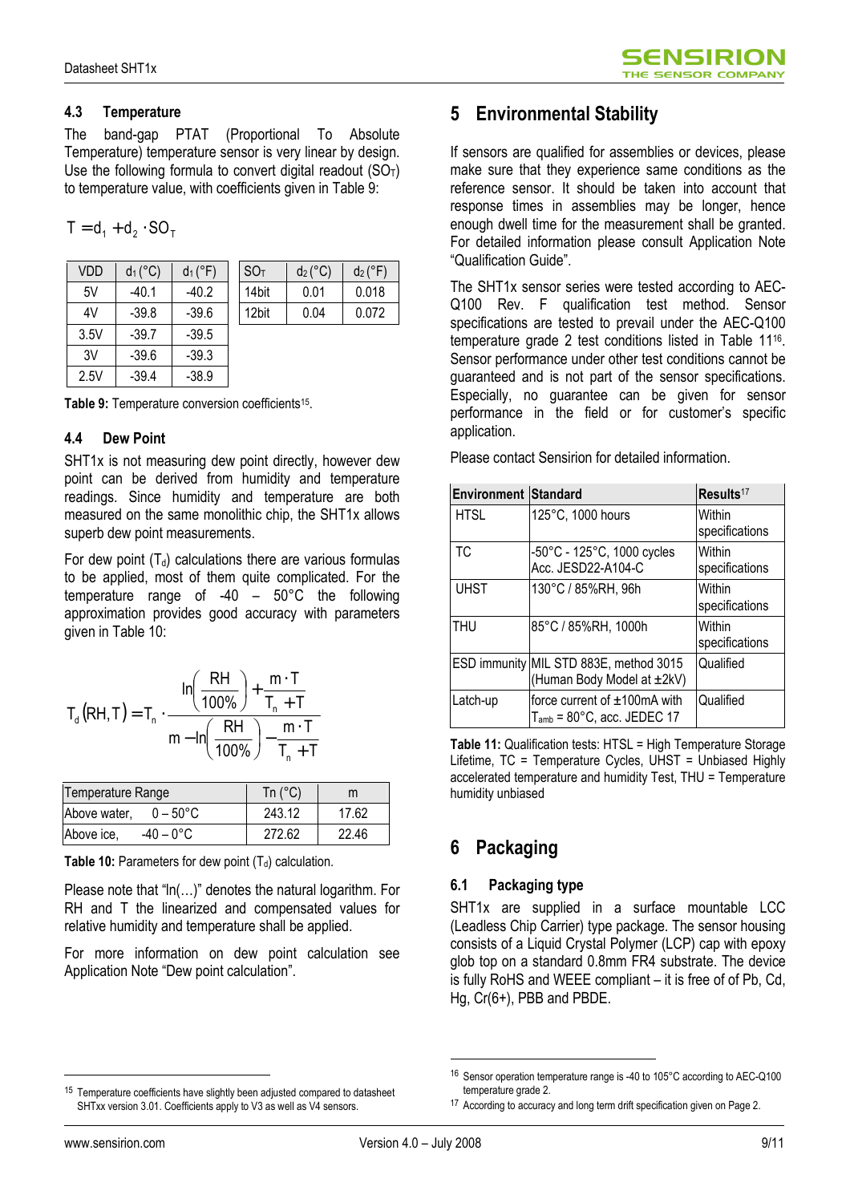### 4.3 Temperature

The band-gap PTAT (Proportional To Absolute Temperature) temperature sensor is very linear by design. Use the following formula to convert digital readout ($SO_T$) to temperature value, with coefficients given in Table 9:

$$T = d_1 + d_2 \cdot SO_T$$

| VDD | $d_1$ (°C) | $d_1$ (°F) |
|---|---|---|
| 5V | -40.1 | -40.2 |
| 4V | -39.8 | -39.6 |
| 3.5V | -39.7 | -39.5 |
| 3V | -39.6 | -39.3 |
| 2.5V | -39.4 | -38.9 |

| $SO_T$ | $d_2$ (°C) | $d_2$ (°F) |
|---|---|---|
| 14bit | 0.01 | 0.018 |
| 12bit | 0.04 | 0.072 |

**Table 9:** Temperature conversion coefficients[15].

### 4.4 Dew Point

SHT1x is not measuring dew point directly, however dew point can be derived from humidity and temperature readings. Since humidity and temperature are both measured on the same monolithic chip, the SHT1x allows superb dew point measurements.

For dew point ($T_d$) calculations there are various formulas to be applied, most of them quite complicated. For the temperature range of -40 – 50°C the following approximation provides good accuracy with parameters given in Table 10:

$$T_d(RH, T) = T_n \cdot \frac{\ln\left(\frac{RH}{100\%}\right) + \frac{m \cdot T}{T_n + T}}{m - \ln\left(\frac{RH}{100\%}\right) - \frac{m \cdot T}{T_n + T}}$$

| Temperature Range | Tn (°C) | m |
|---|---|---|
| Above water, 0 – 50°C | 243.12 | 17.62 |
| Above ice, -40 – 0°C | 272.62 | 22.46 |

**Table 10:** Parameters for dew point ($T_d$) calculation.

Please note that "ln(…)" denotes the natural logarithm. For RH and T the linearized and compensated values for relative humidity and temperature shall be applied.

For more information on dew point calculation see Application Note "Dew point calculation".

[15] Temperature coefficients have slightly been adjusted compared to datasheet SHTxx version 3.01. Coefficients apply to V3 as well as V4 sensors.

# 5 Environmental Stability

If sensors are qualified for assemblies or devices, please make sure that they experience same conditions as the reference sensor. It should be taken into account that response times in assemblies may be longer, hence enough dwell time for the measurement shall be granted. For detailed information please consult Application Note "Qualification Guide".

The SHT1x sensor series were tested according to AEC-Q100 Rev. F qualification test method. Sensor specifications are tested to prevail under the AEC-Q100 temperature grade 2 test conditions listed in Table 11[16]. Sensor performance under other test conditions cannot be guaranteed and is not part of the sensor specifications. Especially, no guarantee can be given for sensor performance in the field or for customer's specific application.

Please contact Sensirion for detailed information.

| Environment | Standard | Results[17] |
|---|---|---|
| HTSL | 125°C, 1000 hours | Within specifications |
| TC | -50°C - 125°C, 1000 cycles Acc. JESD22-A104-C | Within specifications |
| UHST | 130°C / 85%RH, 96h | Within specifications |
| THU | 85°C / 85%RH, 1000h | Within specifications |
| ESD immunity | MIL STD 883E, method 3015 (Human Body Model at ±2kV) | Qualified |
| Latch-up | force current of ±100mA with $T_{amb}$ = 80°C, acc. JEDEC 17 | Qualified |

**Table 11:** Qualification tests: HTSL = High Temperature Storage Lifetime, TC = Temperature Cycles, UHST = Unbiased Highly accelerated temperature and humidity Test, THU = Temperature humidity unbiased

# 6 Packaging

### 6.1 Packaging type

SHT1x are supplied in a surface mountable LCC (Leadless Chip Carrier) type package. The sensor housing consists of a Liquid Crystal Polymer (LCP) cap with epoxy glob top on a standard 0.8mm FR4 substrate. The device is fully RoHS and WEEE compliant – it is free of of Pb, Cd, Hg, Cr(6+), PBB and PBDE.

[16] Sensor operation temperature range is -40 to 105°C according to AEC-Q100 temperature grade 2.

[17] According to accuracy and long term drift specification given on Page 2.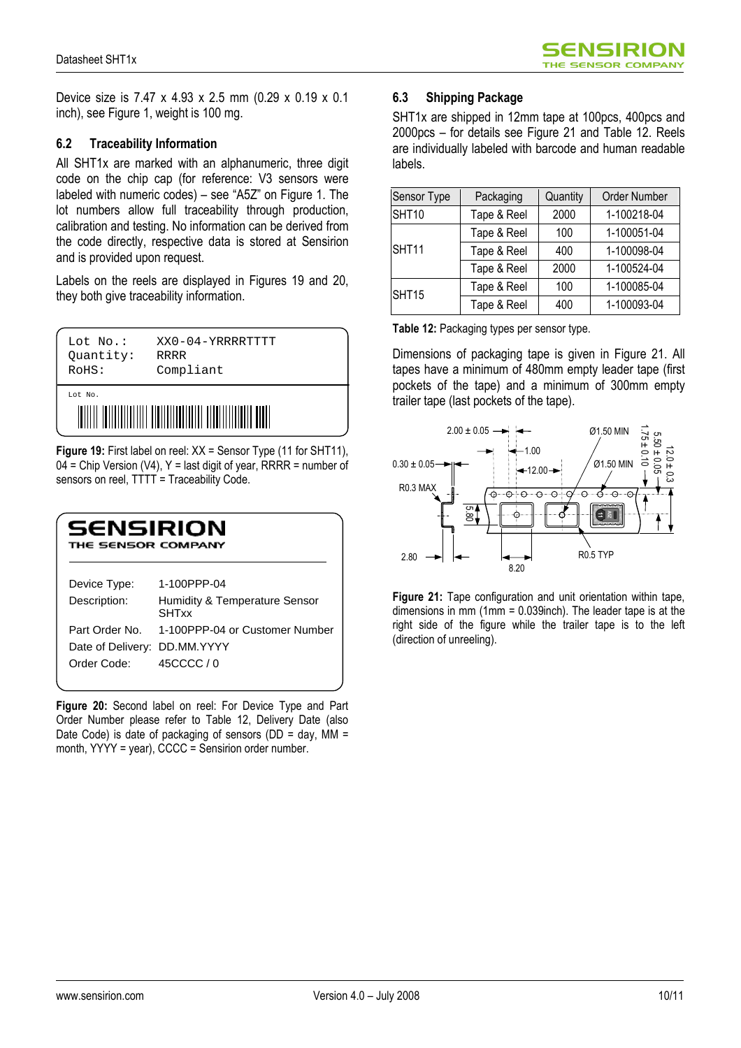Device size is 7.47 x 4.93 x 2.5 mm (0.29 x 0.19 x 0.1 inch), see Figure 1, weight is 100 mg.

### 6.2 Traceability Information

All SHT1x are marked with an alphanumeric, three digit code on the chip cap (for reference: V3 sensors were labeled with numeric codes) – see "A5Z" on Figure 1. The lot numbers allow full traceability through production, calibration and testing. No information can be derived from the code directly, respective data is stored at Sensirion and is provided upon request.

Labels on the reels are displayed in Figures 19 and 20, they both give traceability information.

```
Lot No.:    XX0-04-YRRRRTTTT
Quantity:   RRRR
RoHS:       Compliant

Lot No.
```

**Figure 19:** First label on reel: XX = Sensor Type (11 for SHT11), 04 = Chip Version (V4), Y = last digit of year, RRRR = number of sensors on reel, TTTT = Traceability Code.

SENSIRION
THE SENSOR COMPANY

| | |
|---|---|
| Device Type: | 1-100PPP-04 |
| Description: | Humidity & Temperature Sensor SHTxx |
| Part Order No. | 1-100PPP-04 or Customer Number |
| Date of Delivery: | DD.MM.YYYY |
| Order Code: | 45CCCC / 0 |

**Figure 20:** Second label on reel: For Device Type and Part Order Number please refer to Table 12, Delivery Date (also Date Code) is date of packaging of sensors (DD = day, MM = month, YYYY = year), CCCC = Sensirion order number.

### 6.3 Shipping Package

SHT1x are shipped in 12mm tape at 100pcs, 400pcs and 2000pcs – for details see Figure 21 and Table 12. Reels are individually labeled with barcode and human readable labels.

| Sensor Type | Packaging | Quantity | Order Number |
|---|---|---|---|
| SHT10 | Tape & Reel | 2000 | 1-100218-04 |
| SHT11 | Tape & Reel | 100 | 1-100051-04 |
| | Tape & Reel | 400 | 1-100098-04 |
| | Tape & Reel | 2000 | 1-100524-04 |
| SHT15 | Tape & Reel | 100 | 1-100085-04 |
| | Tape & Reel | 400 | 1-100093-04 |

**Table 12:** Packaging types per sensor type.

Dimensions of packaging tape is given in Figure 21. All tapes have a minimum of 480mm empty leader tape (first pockets of the tape) and a minimum of 300mm empty trailer tape (last pockets of the tape).

**Figure 21:** Tape configuration and unit orientation within tape, dimensions in mm (1mm = 0.039inch). The leader tape is at the right side of the figure while the trailer tape is to the left (direction of unreeling).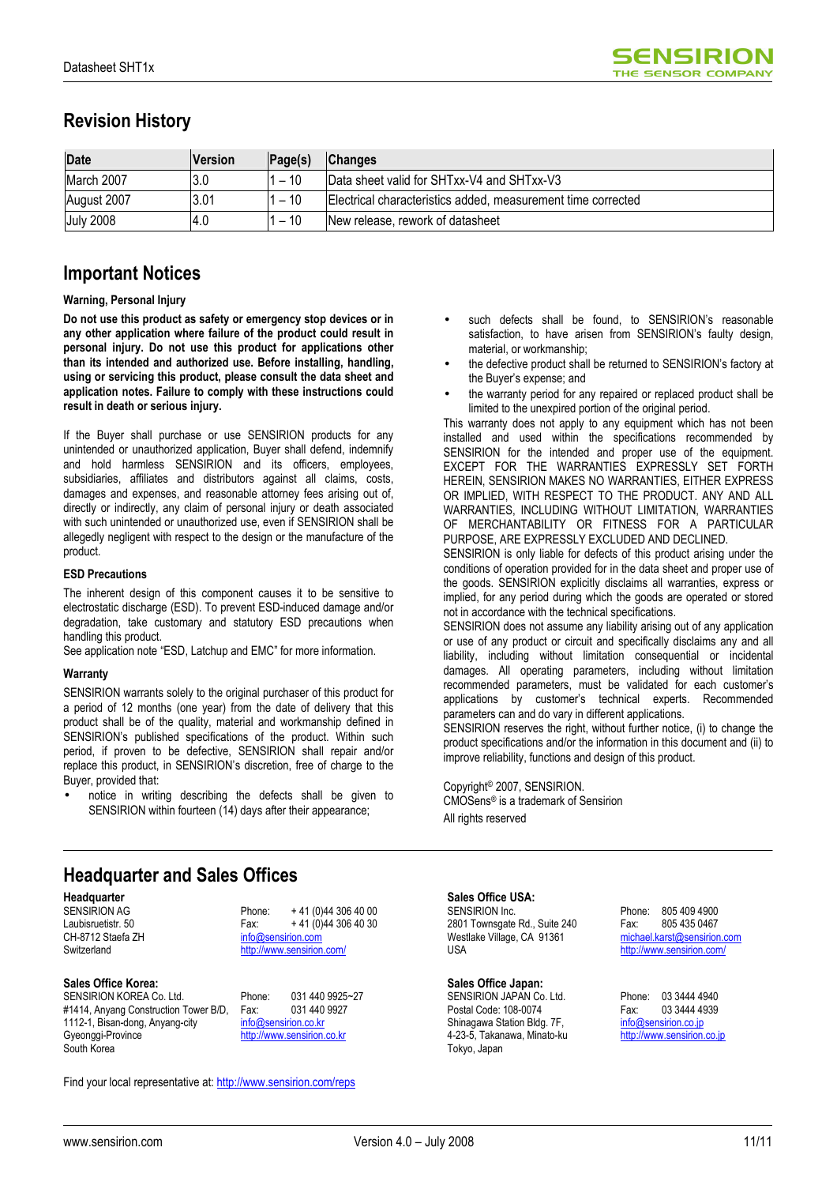## Revision History

| Date | Version | Page(s) | Changes |
|---|---|---|---|
| March 2007 | 3.0 | 1 – 10 | Data sheet valid for SHTxx-V4 and SHTxx-V3 |
| August 2007 | 3.01 | 1 – 10 | Electrical characteristics added, measurement time corrected |
| July 2008 | 4.0 | 1 – 10 | New release, rework of datasheet |

## Important Notices

### Warning, Personal Injury

**Do not use this product as safety or emergency stop devices or in any other application where failure of the product could result in personal injury. Do not use this product for applications other than its intended and authorized use. Before installing, handling, using or servicing this product, please consult the data sheet and application notes. Failure to comply with these instructions could result in death or serious injury.**

If the Buyer shall purchase or use SENSIRION products for any unintended or unauthorized application, Buyer shall defend, indemnify and hold harmless SENSIRION and its officers, employees, subsidiaries, affiliates and distributors against all claims, costs, damages and expenses, and reasonable attorney fees arising out of, directly or indirectly, any claim of personal injury or death associated with such unintended or unauthorized use, even if SENSIRION shall be allegedly negligent with respect to the design or the manufacture of the product.

### ESD Precautions

The inherent design of this component causes it to be sensitive to electrostatic discharge (ESD). To prevent ESD-induced damage and/or degradation, take customary and statutory ESD precautions when handling this product.
See application note "ESD, Latchup and EMC" for more information.

### Warranty

SENSIRION warrants solely to the original purchaser of this product for a period of 12 months (one year) from the date of delivery that this product shall be of the quality, material and workmanship defined in SENSIRION's published specifications of the product. Within such period, if proven to be defective, SENSIRION shall repair and/or replace this product, in SENSIRION's discretion, free of charge to the Buyer, provided that:

- notice in writing describing the defects shall be given to SENSIRION within fourteen (14) days after their appearance;
- such defects shall be found, to SENSIRION's reasonable satisfaction, to have arisen from SENSIRION's faulty design, material, or workmanship;
- the defective product shall be returned to SENSIRION's factory at the Buyer's expense; and
- the warranty period for any repaired or replaced product shall be limited to the unexpired portion of the original period.

This warranty does not apply to any equipment which has not been installed and used within the specifications recommended by SENSIRION for the intended and proper use of the equipment. EXCEPT FOR THE WARRANTIES EXPRESSLY SET FORTH HEREIN, SENSIRION MAKES NO WARRANTIES, EITHER EXPRESS OR IMPLIED, WITH RESPECT TO THE PRODUCT. ANY AND ALL WARRANTIES, INCLUDING WITHOUT LIMITATION, WARRANTIES OF MERCHANTABILITY OR FITNESS FOR A PARTICULAR PURPOSE, ARE EXPRESSLY EXCLUDED AND DECLINED.

SENSIRION is only liable for defects of this product arising under the conditions of operation provided for in the data sheet and proper use of the goods. SENSIRION explicitly disclaims all warranties, express or implied, for any period during which the goods are operated or stored not in accordance with the technical specifications.

SENSIRION does not assume any liability arising out of any application or use of any product or circuit and specifically disclaims any and all liability, including without limitation consequential or incidental damages. All operating parameters, including without limitation recommended parameters, must be validated for each customer's applications by customer's technical experts. Recommended parameters can and do vary in different applications.

SENSIRION reserves the right, without further notice, (i) to change the product specifications and/or the information in this document and (ii) to improve reliability, functions and design of this product.

Copyright© 2007, SENSIRION.
CMOSens® is a trademark of Sensirion
All rights reserved

## Headquarter and Sales Offices

**Headquarter**
SENSIRION AG
Laubisruetistr. 50
CH-8712 Staefa ZH
Switzerland

Phone: + 41 (0)44 306 40 00
Fax: + 41 (0)44 306 40 30
info@sensirion.com
http://www.sensirion.com/

**Sales Office Korea:**
SENSIRION KOREA Co. Ltd.
#1414, Anyang Construction Tower B/D,
1112-1, Bisan-dong, Anyang-city
Gyeonggi-Province
South Korea

Phone: 031 440 9925~27
Fax: 031 440 9927
info@sensirion.co.kr
http://www.sensirion.co.kr

**Sales Office USA:**
SENSIRION Inc.
2801 Townsgate Rd., Suite 240
Westlake Village, CA 91361
USA

Phone: 805 409 4900
Fax: 805 435 0467
michael.karst@sensirion.com
http://www.sensirion.com/

**Sales Office Japan:**
SENSIRION JAPAN Co. Ltd.
Postal Code: 108-0074
Shinagawa Station Bldg. 7F,
4-23-5, Takanawa, Minato-ku
Tokyo, Japan

Phone: 03 3444 4940
Fax: 03 3444 4939
info@sensirion.co.jp
http://www.sensirion.co.jp

Find your local representative at: http://www.sensirion.com/reps